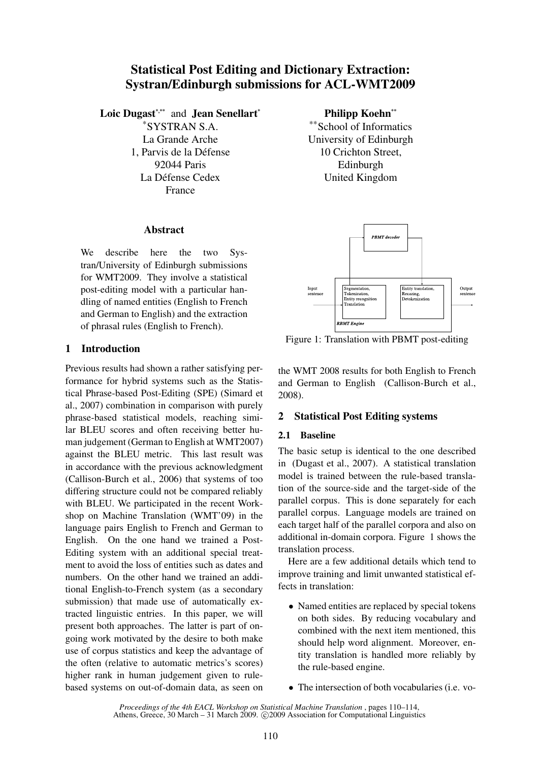# Statistical Post Editing and Dictionary Extraction: Systran/Edinburgh submissions for ACL-WMT2009

**Loic Dugast**[\*,\*\*] and **Jean Senellart**[\*]
[\*]SYSTRAN S.A.
La Grande Arche
1, Parvis de la Défense
92044 Paris
La Défense Cedex
France

**Philipp Koehn**[\*\*]
[\*\*]School of Informatics
University of Edinburgh
10 Crichton Street,
Edinburgh
United Kingdom

## Abstract

We describe here the two Systran/University of Edinburgh submissions for WMT2009. They involve a statistical post-editing model with a particular handling of named entities (English to French and German to English) and the extraction of phrasal rules (English to French).

## 1 Introduction

Previous results had shown a rather satisfying performance for hybrid systems such as the Statistical Phrase-based Post-Editing (SPE) (Simard et al., 2007) combination in comparison with purely phrase-based statistical models, reaching similar BLEU scores and often receiving better human judgement (German to English at WMT2007) against the BLEU metric. This last result was in accordance with the previous acknowledgment (Callison-Burch et al., 2006) that systems of too differing structure could not be compared reliably with BLEU. We participated in the recent Workshop on Machine Translation (WMT'09) in the language pairs English to French and German to English. On the one hand we trained a Post-Editing system with an additional special treatment to avoid the loss of entities such as dates and numbers. On the other hand we trained an additional English-to-French system (as a secondary submission) that made use of automatically extracted linguistic entries. In this paper, we will present both approaches. The latter is part of ongoing work motivated by the desire to both make use of corpus statistics and keep the advantage of the often (relative to automatic metrics's scores) higher rank in human judgement given to rule-based systems on out-of-domain data, as seen on the WMT 2008 results for both English to French and German to English (Callison-Burch et al., 2008).

Input sentence → RBMT Engine [Segmentation, Tokenization, Entity recognition, Translation] → PBMT decoder → [Entity translation, Recasing, Detokenization] → Output sentence

Figure 1: Translation with PBMT post-editing

## 2 Statistical Post Editing systems

### 2.1 Baseline

The basic setup is identical to the one described in (Dugast et al., 2007). A statistical translation model is trained between the rule-based translation of the source-side and the target-side of the parallel corpus. This is done separately for each parallel corpus. Language models are trained on each target half of the parallel corpora and also on additional in-domain corpora. Figure 1 shows the translation process.

Here are a few additional details which tend to improve training and limit unwanted statistical effects in translation:

- Named entities are replaced by special tokens on both sides. By reducing vocabulary and combined with the next item mentioned, this should help word alignment. Moreover, entity translation is handled more reliably by the rule-based engine.
- The intersection of both vocabularies (i.e. vo-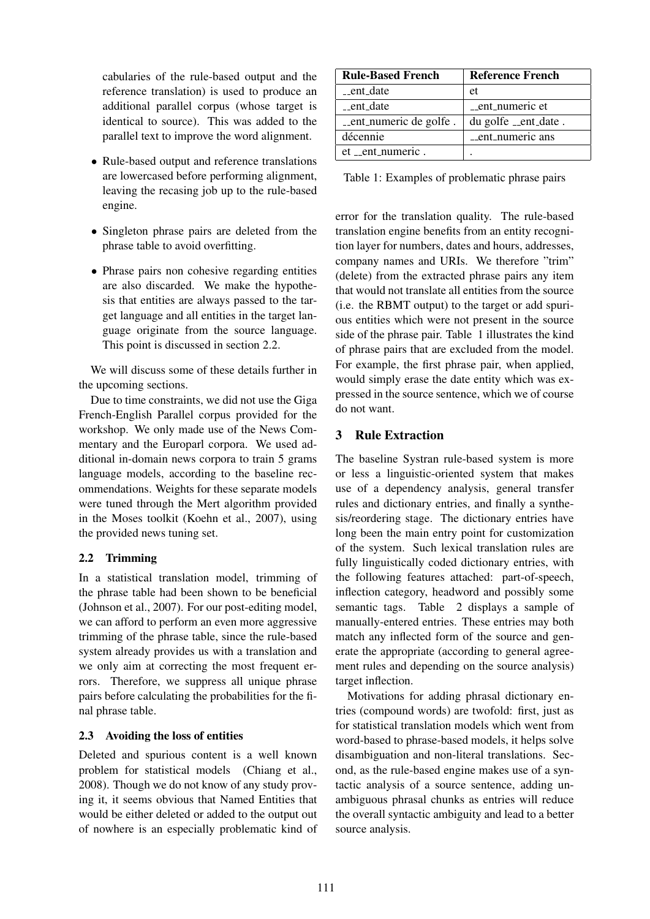cabularies of the rule-based output and the reference translation) is used to produce an additional parallel corpus (whose target is identical to source). This was added to the parallel text to improve the word alignment.

- Rule-based output and reference translations are lowercased before performing alignment, leaving the recasing job up to the rule-based engine.
- Singleton phrase pairs are deleted from the phrase table to avoid overfitting.
- Phrase pairs non cohesive regarding entities are also discarded. We make the hypothesis that entities are always passed to the target language and all entities in the target language originate from the source language. This point is discussed in section 2.2.

We will discuss some of these details further in the upcoming sections.

Due to time constraints, we did not use the Giga French-English Parallel corpus provided for the workshop. We only made use of the News Commentary and the Europarl corpora. We used additional in-domain news corpora to train 5 grams language models, according to the baseline recommendations. Weights for these separate models were tuned through the Mert algorithm provided in the Moses toolkit (Koehn et al., 2007), using the provided news tuning set.

### 2.2 Trimming

In a statistical translation model, trimming of the phrase table had been shown to be beneficial (Johnson et al., 2007). For our post-editing model, we can afford to perform an even more aggressive trimming of the phrase table, since the rule-based system already provides us with a translation and we only aim at correcting the most frequent errors. Therefore, we suppress all unique phrase pairs before calculating the probabilities for the final phrase table.

### 2.3 Avoiding the loss of entities

Deleted and spurious content is a well known problem for statistical models (Chiang et al., 2008). Though we do not know of any study proving it, it seems obvious that Named Entities that would be either deleted or added to the output out of nowhere is an especially problematic kind of error for the translation quality. The rule-based translation engine benefits from an entity recognition layer for numbers, dates and hours, addresses, company names and URIs. We therefore "trim" (delete) from the extracted phrase pairs any item that would not translate all entities from the source (i.e. the RBMT output) to the target or add spurious entities which were not present in the source side of the phrase pair. Table 1 illustrates the kind of phrase pairs that are excluded from the model. For example, the first phrase pair, when applied, would simply erase the date entity which was expressed in the source sentence, which we of course do not want.

| Rule-Based French | Reference French |
|---|---|
| __ent_date | et |
| __ent_date | __ent_numeric et |
| __ent_numeric de golfe . | du golfe __ent_date . |
| décennie | __ent_numeric ans |
| et __ent_numeric . | . |

Table 1: Examples of problematic phrase pairs

## 3 Rule Extraction

The baseline Systran rule-based system is more or less a linguistic-oriented system that makes use of a dependency analysis, general transfer rules and dictionary entries, and finally a synthesis/reordering stage. The dictionary entries have long been the main entry point for customization of the system. Such lexical translation rules are fully linguistically coded dictionary entries, with the following features attached: part-of-speech, inflection category, headword and possibly some semantic tags. Table 2 displays a sample of manually-entered entries. These entries may both match any inflected form of the source and generate the appropriate (according to general agreement rules and depending on the source analysis) target inflection.

Motivations for adding phrasal dictionary entries (compound words) are twofold: first, just as for statistical translation models which went from word-based to phrase-based models, it helps solve disambiguation and non-literal translations. Second, as the rule-based engine makes use of a syntactic analysis of a source sentence, adding unambiguous phrasal chunks as entries will reduce the overall syntactic ambiguity and lead to a better source analysis.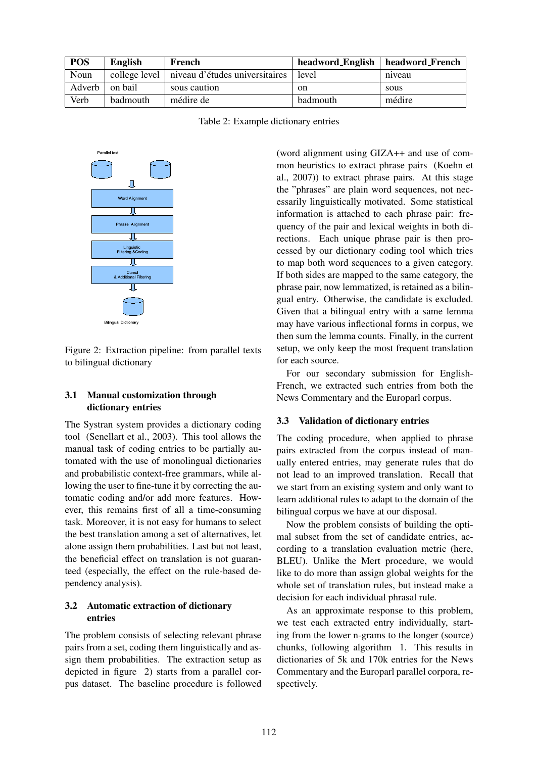| POS | English | French | headword_English | headword_French |
|---|---|---|---|---|
| Noun | college level | niveau d'études universitaires | level | niveau |
| Adverb | on bail | sous caution | on | sous |
| Verb | badmouth | médire de | badmouth | médire |

Table 2: Example dictionary entries

Figure 2: Extraction pipeline: from parallel texts to bilingual dictionary

### 3.1 Manual customization through dictionary entries

The Systran system provides a dictionary coding tool (Senellart et al., 2003). This tool allows the manual task of coding entries to be partially automated with the use of monolingual dictionaries and probabilistic context-free grammars, while allowing the user to fine-tune it by correcting the automatic coding and/or add more features. However, this remains first of all a time-consuming task. Moreover, it is not easy for humans to select the best translation among a set of alternatives, let alone assign them probabilities. Last but not least, the beneficial effect on translation is not guaranteed (especially, the effect on the rule-based dependency analysis).

### 3.2 Automatic extraction of dictionary entries

The problem consists of selecting relevant phrase pairs from a set, coding them linguistically and assign them probabilities. The extraction setup as depicted in figure 2) starts from a parallel corpus dataset. The baseline procedure is followed (word alignment using GIZA++ and use of common heuristics to extract phrase pairs (Koehn et al., 2007)) to extract phrase pairs. At this stage the "phrases" are plain word sequences, not necessarily linguistically motivated. Some statistical information is attached to each phrase pair: frequency of the pair and lexical weights in both directions. Each unique phrase pair is then processed by our dictionary coding tool which tries to map both word sequences to a given category. If both sides are mapped to the same category, the phrase pair, now lemmatized, is retained as a bilingual entry. Otherwise, the candidate is excluded. Given that a bilingual entry with a same lemma may have various inflectional forms in corpus, we then sum the lemma counts. Finally, in the current setup, we only keep the most frequent translation for each source.

For our secondary submission for English-French, we extracted such entries from both the News Commentary and the Europarl corpus.

### 3.3 Validation of dictionary entries

The coding procedure, when applied to phrase pairs extracted from the corpus instead of manually entered entries, may generate rules that do not lead to an improved translation. Recall that we start from an existing system and only want to learn additional rules to adapt to the domain of the bilingual corpus we have at our disposal.

Now the problem consists of building the optimal subset from the set of candidate entries, according to a translation evaluation metric (here, BLEU). Unlike the Mert procedure, we would like to do more than assign global weights for the whole set of translation rules, but instead make a decision for each individual phrasal rule.

As an approximate response to this problem, we test each extracted entry individually, starting from the lower n-grams to the longer (source) chunks, following algorithm 1. This results in dictionaries of 5k and 170k entries for the News Commentary and the Europarl parallel corpora, respectively.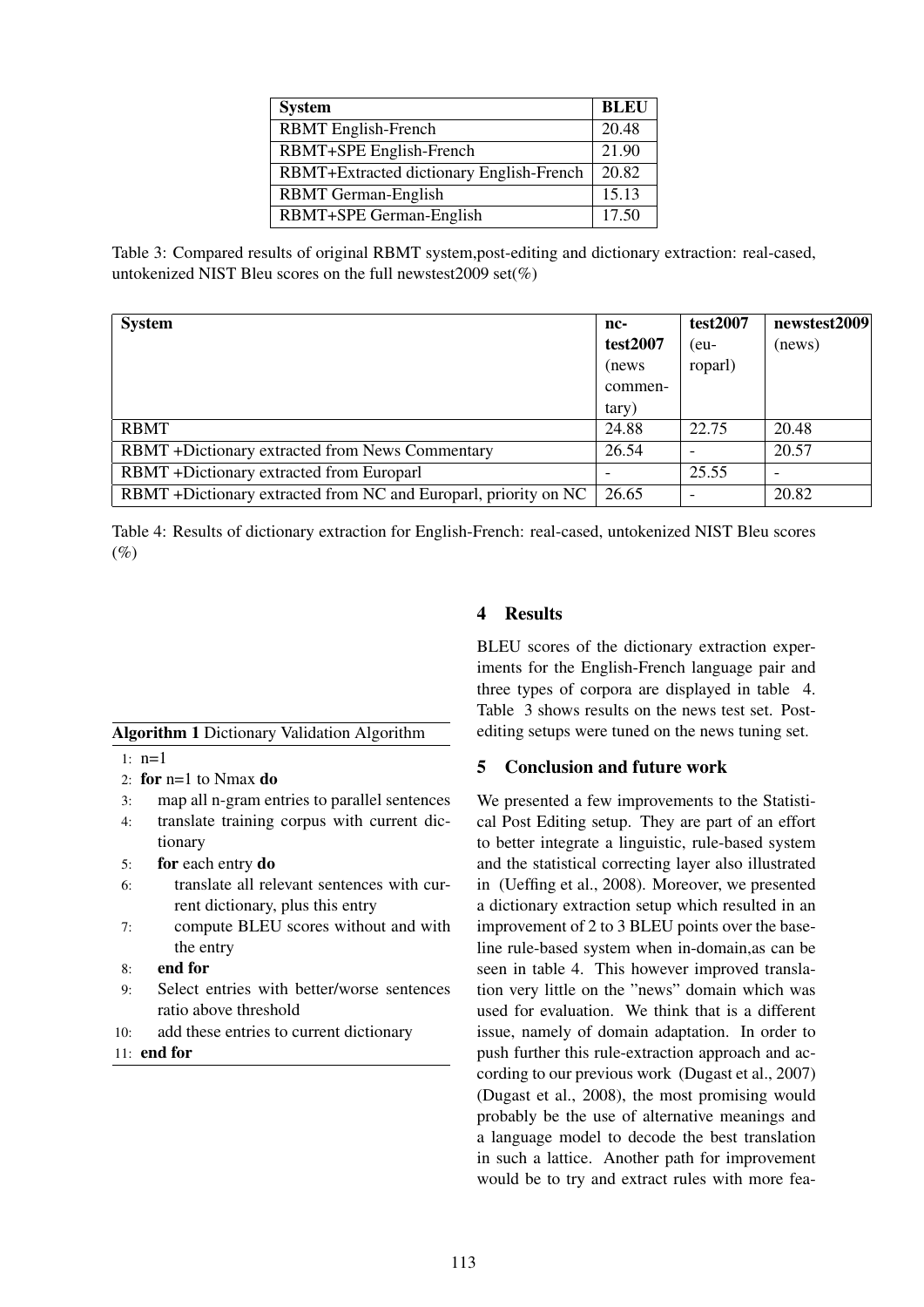| System | BLEU |
|---|---|
| RBMT English-French | 20.48 |
| RBMT+SPE English-French | 21.90 |
| RBMT+Extracted dictionary English-French | 20.82 |
| RBMT German-English | 15.13 |
| RBMT+SPE German-English | 17.50 |

Table 3: Compared results of original RBMT system,post-editing and dictionary extraction: real-cased, untokenized NIST Bleu scores on the full newstest2009 set(%)

| System | nc-test2007 (news commentary) | test2007 (europarl) | newstest2009 (news) |
|---|---|---|---|
| RBMT | 24.88 | 22.75 | 20.48 |
| RBMT +Dictionary extracted from News Commentary | 26.54 | - | 20.57 |
| RBMT +Dictionary extracted from Europarl | - | 25.55 | - |
| RBMT +Dictionary extracted from NC and Europarl, priority on NC | 26.65 | - | 20.82 |

Table 4: Results of dictionary extraction for English-French: real-cased, untokenized NIST Bleu scores (%)

**Algorithm 1** Dictionary Validation Algorithm

```
1:  n=1
2:  for n=1 to Nmax do
3:    map all n-gram entries to parallel sentences
4:    translate training corpus with current dictionary
5:    for each entry do
6:      translate all relevant sentences with current dictionary, plus this entry
7:      compute BLEU scores without and with the entry
8:    end for
9:    Select entries with better/worse sentences ratio above threshold
10:   add these entries to current dictionary
11: end for
```

## 4 Results

BLEU scores of the dictionary extraction experiments for the English-French language pair and three types of corpora are displayed in table 4. Table 3 shows results on the news test set. Post-editing setups were tuned on the news tuning set.

## 5 Conclusion and future work

We presented a few improvements to the Statistical Post Editing setup. They are part of an effort to better integrate a linguistic, rule-based system and the statistical correcting layer also illustrated in (Ueffing et al., 2008). Moreover, we presented a dictionary extraction setup which resulted in an improvement of 2 to 3 BLEU points over the baseline rule-based system when in-domain,as can be seen in table 4. This however improved translation very little on the "news" domain which was used for evaluation. We think that is a different issue, namely of domain adaptation. In order to push further this rule-extraction approach and according to our previous work (Dugast et al., 2007) (Dugast et al., 2008), the most promising would probably be the use of alternative meanings and a language model to decode the best translation in such a lattice. Another path for improvement would be to try and extract rules with more fea-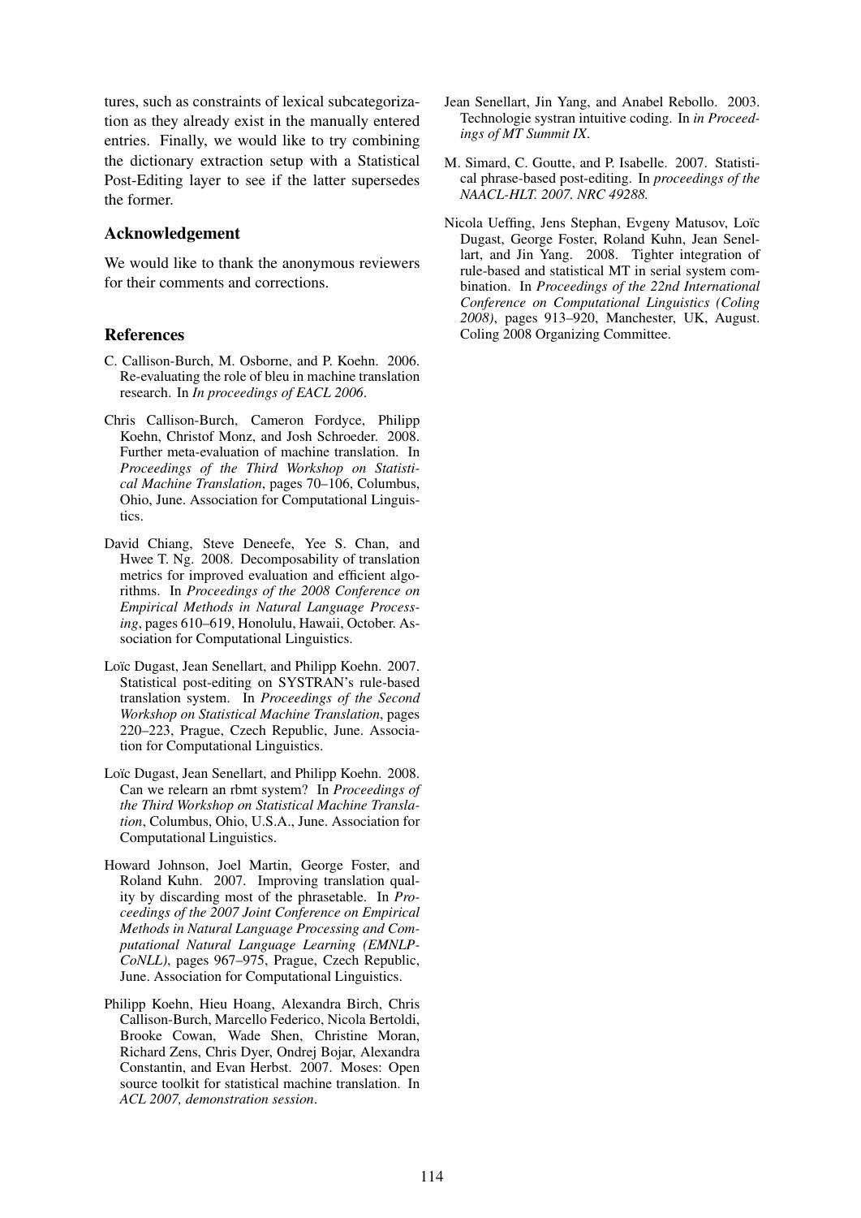tures, such as constraints of lexical subcategorization as they already exist in the manually entered entries. Finally, we would like to try combining the dictionary extraction setup with a Statistical Post-Editing layer to see if the latter supersedes the former.

## Acknowledgement

We would like to thank the anonymous reviewers for their comments and corrections.

## References

C. Callison-Burch, M. Osborne, and P. Koehn. 2006. Re-evaluating the role of bleu in machine translation research. In *In proceedings of EACL 2006*.

Chris Callison-Burch, Cameron Fordyce, Philipp Koehn, Christof Monz, and Josh Schroeder. 2008. Further meta-evaluation of machine translation. In *Proceedings of the Third Workshop on Statistical Machine Translation*, pages 70–106, Columbus, Ohio, June. Association for Computational Linguistics.

David Chiang, Steve Deneefe, Yee S. Chan, and Hwee T. Ng. 2008. Decomposability of translation metrics for improved evaluation and efficient algorithms. In *Proceedings of the 2008 Conference on Empirical Methods in Natural Language Processing*, pages 610–619, Honolulu, Hawaii, October. Association for Computational Linguistics.

Loïc Dugast, Jean Senellart, and Philipp Koehn. 2007. Statistical post-editing on SYSTRAN's rule-based translation system. In *Proceedings of the Second Workshop on Statistical Machine Translation*, pages 220–223, Prague, Czech Republic, June. Association for Computational Linguistics.

Loïc Dugast, Jean Senellart, and Philipp Koehn. 2008. Can we relearn an rbmt system? In *Proceedings of the Third Workshop on Statistical Machine Translation*, Columbus, Ohio, U.S.A., June. Association for Computational Linguistics.

Howard Johnson, Joel Martin, George Foster, and Roland Kuhn. 2007. Improving translation quality by discarding most of the phrasetable. In *Proceedings of the 2007 Joint Conference on Empirical Methods in Natural Language Processing and Computational Natural Language Learning (EMNLP-CoNLL)*, pages 967–975, Prague, Czech Republic, June. Association for Computational Linguistics.

Philipp Koehn, Hieu Hoang, Alexandra Birch, Chris Callison-Burch, Marcello Federico, Nicola Bertoldi, Brooke Cowan, Wade Shen, Christine Moran, Richard Zens, Chris Dyer, Ondrej Bojar, Alexandra Constantin, and Evan Herbst. 2007. Moses: Open source toolkit for statistical machine translation. In *ACL 2007, demonstration session*.

Jean Senellart, Jin Yang, and Anabel Rebollo. 2003. Technologie systran intuitive coding. In *in Proceedings of MT Summit IX*.

M. Simard, C. Goutte, and P. Isabelle. 2007. Statistical phrase-based post-editing. In *proceedings of the NAACL-HLT. 2007. NRC 49288*.

Nicola Ueffing, Jens Stephan, Evgeny Matusov, Loïc Dugast, George Foster, Roland Kuhn, Jean Senellart, and Jin Yang. 2008. Tighter integration of rule-based and statistical MT in serial system combination. In *Proceedings of the 22nd International Conference on Computational Linguistics (Coling 2008)*, pages 913–920, Manchester, UK, August. Coling 2008 Organizing Committee.